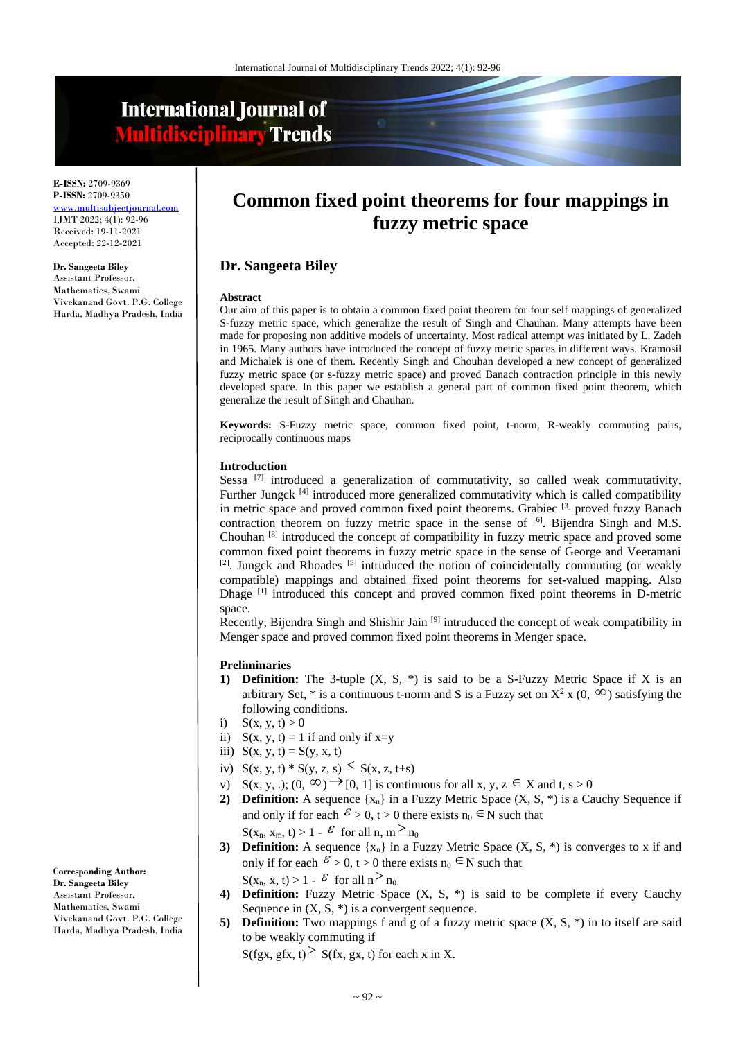# International Journal of Multidisciplinary Trends

**E-ISSN:** 2709-9369
**P-ISSN:** 2709-9350
www.multisubjectjournal.com
IJMT 2022; 4(1): 92-96
Received: 19-11-2021
Accepted: 22-12-2021

**Dr. Sangeeta Biley**
Assistant Professor, Mathematics, Swami Vivekanand Govt. P.G. College Harda, Madhya Pradesh, India

**Corresponding Author:**
**Dr. Sangeeta Biley**
Assistant Professor, Mathematics, Swami Vivekanand Govt. P.G. College Harda, Madhya Pradesh, India

# Common fixed point theorems for four mappings in fuzzy metric space

## Dr. Sangeeta Biley

### Abstract

Our aim of this paper is to obtain a common fixed point theorem for four self mappings of generalized S-fuzzy metric space, which generalize the result of Singh and Chauhan. Many attempts have been made for proposing non additive models of uncertainty. Most radical attempt was initiated by L. Zadeh in 1965. Many authors have introduced the concept of fuzzy metric spaces in different ways. Kramosil and Michalek is one of them. Recently Singh and Chouhan developed a new concept of generalized fuzzy metric space (or s-fuzzy metric space) and proved Banach contraction principle in this newly developed space. In this paper we establish a general part of common fixed point theorem, which generalize the result of Singh and Chauhan.

**Keywords:** S-Fuzzy metric space, common fixed point, t-norm, R-weakly commuting pairs, reciprocally continuous maps

### Introduction

Sessa [7] introduced a generalization of commutativity, so called weak commutativity. Further Jungck [4] introduced more generalized commutativity which is called compatibility in metric space and proved common fixed point theorems. Grabiec [3] proved fuzzy Banach contraction theorem on fuzzy metric space in the sense of [6]. Bijendra Singh and M.S. Chouhan [8] introduced the concept of compatibility in fuzzy metric space and proved some common fixed point theorems in fuzzy metric space in the sense of George and Veeramani [2]. Jungck and Rhoades [5] introduced the notion of coincidentally commuting (or weakly compatible) mappings and obtained fixed point theorems for set-valued mapping. Also Dhage [1] introduced this concept and proved common fixed point theorems in D-metric space.

Recently, Bijendra Singh and Shishir Jain [9] intruduced the concept of weak compatibility in Menger space and proved common fixed point theorems in Menger space.

### Preliminaries

1) **Definition:** The 3-tuple (X, S, *) is said to be a S-Fuzzy Metric Space if X is an arbitrary Set, * is a continuous t-norm and S is a Fuzzy set on $X^2 \times (0, \infty)$ satisfying the following conditions.

i) $S(x, y, t) > 0$
ii) $S(x, y, t) = 1$ if and only if $x=y$
iii) $S(x, y, t) = S(y, x, t)$
iv) $S(x, y, t) * S(y, z, s) \leq S(x, z, t+s)$
v) $S(x, y, .); (0, \infty) \rightarrow [0, 1]$ is continuous for all $x, y, z \in X$ and $t, s > 0$

2) **Definition:** A sequence $\{x_n\}$ in a Fuzzy Metric Space (X, S, *) is a Cauchy Sequence if and only if for each $\varepsilon > 0$, $t > 0$ there exists $n_0 \in N$ such that
$S(x_n, x_m, t) > 1 - \varepsilon$ for all $n, m \geq n_0$

3) **Definition:** A sequence $\{x_n\}$ in a Fuzzy Metric Space (X, S, *) is converges to x if and only if for each $\varepsilon > 0$, $t > 0$ there exists $n_0 \in N$ such that
$S(x_n, x, t) > 1 - \varepsilon$ for all $n \geq n_0$.

4) **Definition:** Fuzzy Metric Space (X, S, *) is said to be complete if every Cauchy Sequence in (X, S, *) is a convergent sequence.

5) **Definition:** Two mappings f and g of a fuzzy metric space (X, S, *) in to itself are said to be weakly commuting if
$S(fgx, gfx, t) \geq S(fx, gx, t)$ for each x in X.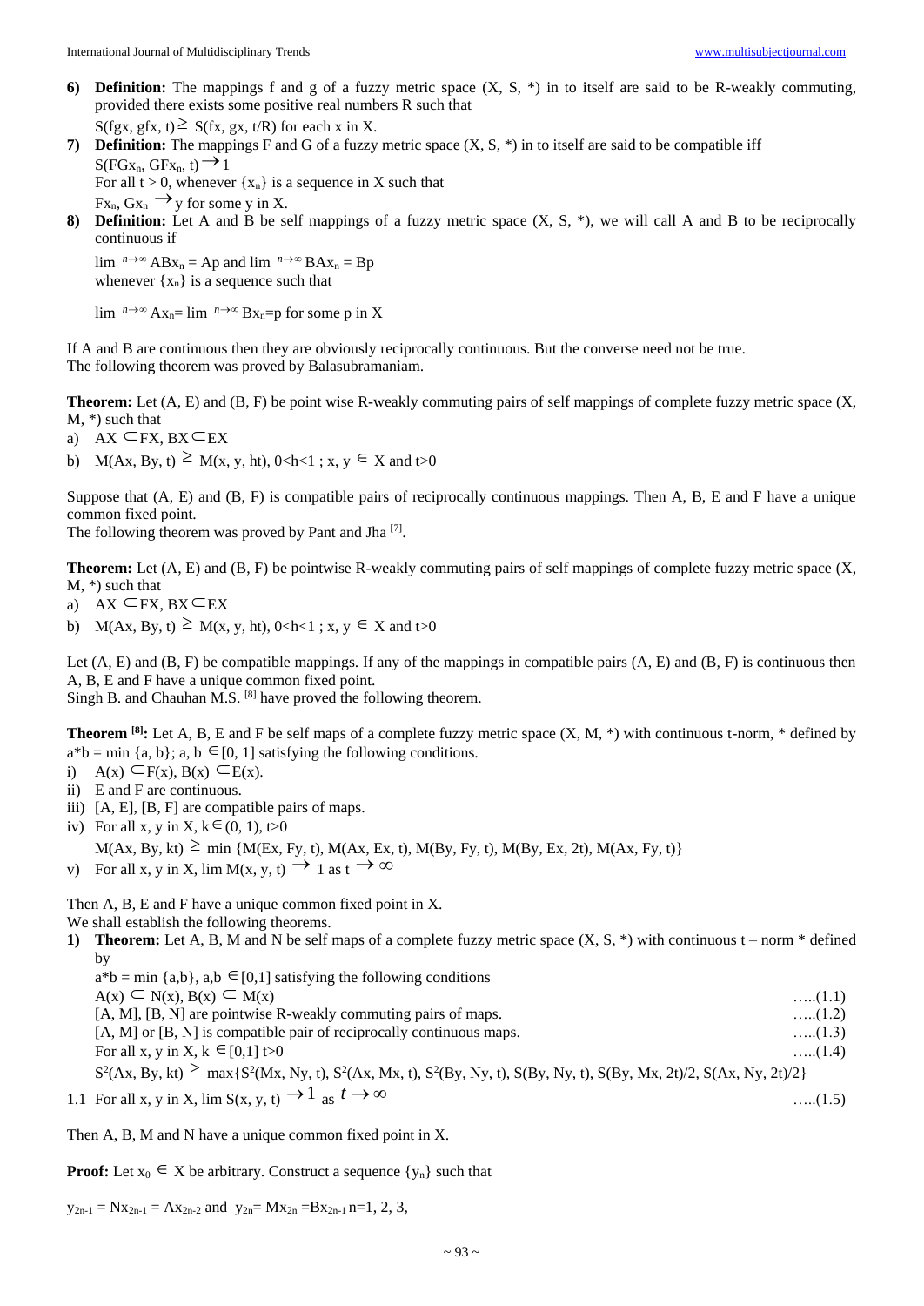6) **Definition:** The mappings f and g of a fuzzy metric space (X, S, *) in to itself are said to be R-weakly commuting, provided there exists some positive real numbers R such that

   $S(fgx, gfx, t) \geq S(fx, gx, t/R)$ for each x in X.

7) **Definition:** The mappings F and G of a fuzzy metric space (X, S, *) in to itself are said to be compatible iff

   $S(FGx_n, GFx_n, t) \rightarrow 1$

   For all t > 0, whenever $\{x_n\}$ is a sequence in X such that

   $Fx_n, Gx_n \rightarrow y$ for some y in X.

8) **Definition:** Let A and B be self mappings of a fuzzy metric space (X, S, *), we will call A and B to be reciprocally continuous if

   $\lim_{n\to\infty} ABx_n = Ap$ and $\lim_{n\to\infty} BAx_n = Bp$

   whenever $\{x_n\}$ is a sequence such that

   $\lim_{n\to\infty} Ax_n = \lim_{n\to\infty} Bx_n = p$ for some p in X

If A and B are continuous then they are obviously reciprocally continuous. But the converse need not be true.
The following theorem was proved by Balasubramaniam.

**Theorem:** Let (A, E) and (B, F) be point wise R-weakly commuting pairs of self mappings of complete fuzzy metric space (X, M, *) such that

a) $AX \subset FX$, $BX \subset EX$
b) $M(Ax, By, t) \geq M(x, y, ht)$, $0<h<1$ ; $x, y \in X$ and $t>0$

Suppose that (A, E) and (B, F) is compatible pairs of reciprocally continuous mappings. Then A, B, E and F have a unique common fixed point.
The following theorem was proved by Pant and Jha [7].

**Theorem:** Let (A, E) and (B, F) be pointwise R-weakly commuting pairs of self mappings of complete fuzzy metric space (X, M, *) such that

a) $AX \subset FX$, $BX \subset EX$
b) $M(Ax, By, t) \geq M(x, y, ht)$, $0<h<1$ ; $x, y \in X$ and $t>0$

Let (A, E) and (B, F) be compatible mappings. If any of the mappings in compatible pairs (A, E) and (B, F) is continuous then A, B, E and F have a unique common fixed point.
Singh B. and Chauhan M.S. [8] have proved the following theorem.

**Theorem [8]:** Let A, B, E and F be self maps of a complete fuzzy metric space (X, M, *) with continuous t-norm, * defined by $a*b = \min\{a, b\}$; $a, b \in [0, 1]$ satisfying the following conditions.

i) $A(x) \subset F(x)$, $B(x) \subset E(x)$.
ii) E and F are continuous.
iii) [A, E], [B, F] are compatible pairs of maps.
iv) For all x, y in X, $k \in (0, 1)$, $t>0$

   $M(Ax, By, kt) \geq \min\{M(Ex, Fy, t), M(Ax, Ex, t), M(By, Fy, t), M(By, Ex, 2t), M(Ax, Fy, t)\}$

v) For all x, y in X, $\lim M(x, y, t) \rightarrow 1$ as $t \rightarrow \infty$

Then A, B, E and F have a unique common fixed point in X.
We shall establish the following theorems.

1) **Theorem:** Let A, B, M and N be self maps of a complete fuzzy metric space (X, S, *) with continuous t – norm * defined by

   $a*b = \min\{a,b\}$, $a,b \in [0,1]$ satisfying the following conditions

   $A(x) \subset N(x)$, $B(x) \subset M(x)$ …..(1.1)

   [A, M], [B, N] are pointwise R-weakly commuting pairs of maps. …..(1.2)

   [A, M] or [B, N] is compatible pair of reciprocally continuous maps. …..(1.3)

   For all x, y in X, $k \in [0,1]$ $t>0$ …..(1.4)

   $S^2(Ax, By, kt) \geq \max\{S^2(Mx, Ny, t), S^2(Ax, Mx, t), S^2(By, Ny, t), S(By, Ny, t), S(By, Mx, 2t)/2, S(Ax, Ny, 2t)/2\}$

1.1 For all x, y in X, $\lim S(x, y, t) \rightarrow 1$ as $t \rightarrow \infty$ …..(1.5)

Then A, B, M and N have a unique common fixed point in X.

**Proof:** Let $x_0 \in X$ be arbitrary. Construct a sequence $\{y_n\}$ such that

$y_{2n-1} = Nx_{2n-1} = Ax_{2n-2}$ and $y_{2n} = Mx_{2n} = Bx_{2n-1}$ n=1, 2, 3,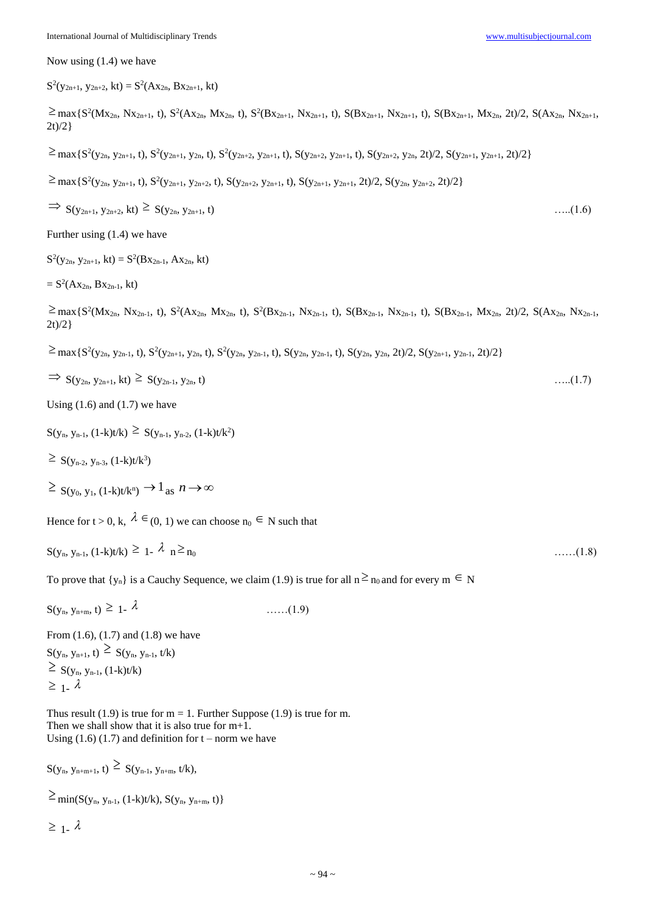Now using (1.4) we have

$S^2(y_{2n+1}, y_{2n+2}, kt) = S^2(Ax_{2n}, Bx_{2n+1}, kt)$

$\geq \max\{S^2(Mx_{2n}, Nx_{2n+1}, t), S^2(Ax_{2n}, Mx_{2n}, t), S^2(Bx_{2n+1}, Nx_{2n+1}, t), S(Bx_{2n+1}, Nx_{2n+1}, t), S(Bx_{2n+1}, Mx_{2n}, 2t)/2, S(Ax_{2n}, Nx_{2n+1}, 2t)/2\}$

$\geq \max\{S^2(y_{2n}, y_{2n+1}, t), S^2(y_{2n+1}, y_{2n}, t), S^2(y_{2n+2}, y_{2n+1}, t), S(y_{2n+2}, y_{2n+1}, t), S(y_{2n+2}, y_{2n}, 2t)/2, S(y_{2n+1}, y_{2n+1}, 2t)/2\}$

$\geq \max\{S^2(y_{2n}, y_{2n+1}, t), S^2(y_{2n+1}, y_{2n+2}, t), S(y_{2n+2}, y_{2n+1}, t), S(y_{2n+1}, y_{2n+1}, 2t)/2, S(y_{2n}, y_{2n+2}, 2t)/2\}$

$\Rightarrow S(y_{2n+1}, y_{2n+2}, kt) \geq S(y_{2n}, y_{2n+1}, t)$ …..(1.6)

Further using (1.4) we have

$S^2(y_{2n}, y_{2n+1}, kt) = S^2(Bx_{2n-1}, Ax_{2n}, kt)$

$= S^2(Ax_{2n}, Bx_{2n-1}, kt)$

$\geq \max\{S^2(Mx_{2n}, Nx_{2n-1}, t), S^2(Ax_{2n}, Mx_{2n}, t), S^2(Bx_{2n-1}, Nx_{2n-1}, t), S(Bx_{2n-1}, Nx_{2n-1}, t), S(Bx_{2n-1}, Mx_{2n}, 2t)/2, S(Ax_{2n}, Nx_{2n-1}, 2t)/2\}$

$\geq \max\{S^2(y_{2n}, y_{2n-1}, t), S^2(y_{2n+1}, y_{2n}, t), S^2(y_{2n}, y_{2n-1}, t), S(y_{2n}, y_{2n-1}, t), S(y_{2n}, y_{2n}, 2t)/2, S(y_{2n+1}, y_{2n-1}, 2t)/2\}$

$\Rightarrow S(y_{2n}, y_{2n+1}, kt) \geq S(y_{2n-1}, y_{2n}, t)$ …..(1.7)

Using (1.6) and (1.7) we have

$S(y_n, y_{n-1}, (1-k)t/k) \geq S(y_{n-1}, y_{n-2}, (1-k)t/k^2)$

$\geq S(y_{n-2}, y_{n-3}, (1-k)t/k^3)$

$\geq S(y_0, y_1, (1-k)t/k^n) \rightarrow 1$ as $n \rightarrow \infty$

Hence for $t > 0$, k, $\lambda \in (0, 1)$ we can choose $n_0 \in N$ such that

$S(y_n, y_{n-1}, (1-k)t/k) \geq 1- \lambda \quad n \geq n_0$ ……(1.8)

To prove that $\{y_n\}$ is a Cauchy Sequence, we claim (1.9) is true for all $n \geq n_0$ and for every $m \in N$

$S(y_n, y_{n+m}, t) \geq 1- \lambda$ ……(1.9)

From (1.6), (1.7) and (1.8) we have
$S(y_n, y_{n+1}, t) \geq S(y_n, y_{n-1}, t/k)$
$\geq S(y_n, y_{n-1}, (1-k)t/k)$
$\geq 1- \lambda$

Thus result (1.9) is true for m = 1. Further Suppose (1.9) is true for m.
Then we shall show that it is also true for m+1.
Using (1.6) (1.7) and definition for t – norm we have

$S(y_n, y_{n+m+1}, t) \geq S(y_{n-1}, y_{n+m}, t/k)$,

$\geq \min(S(y_n, y_{n-1}, (1-k)t/k), S(y_n, y_{n+m}, t)\}$

$\geq 1- \lambda$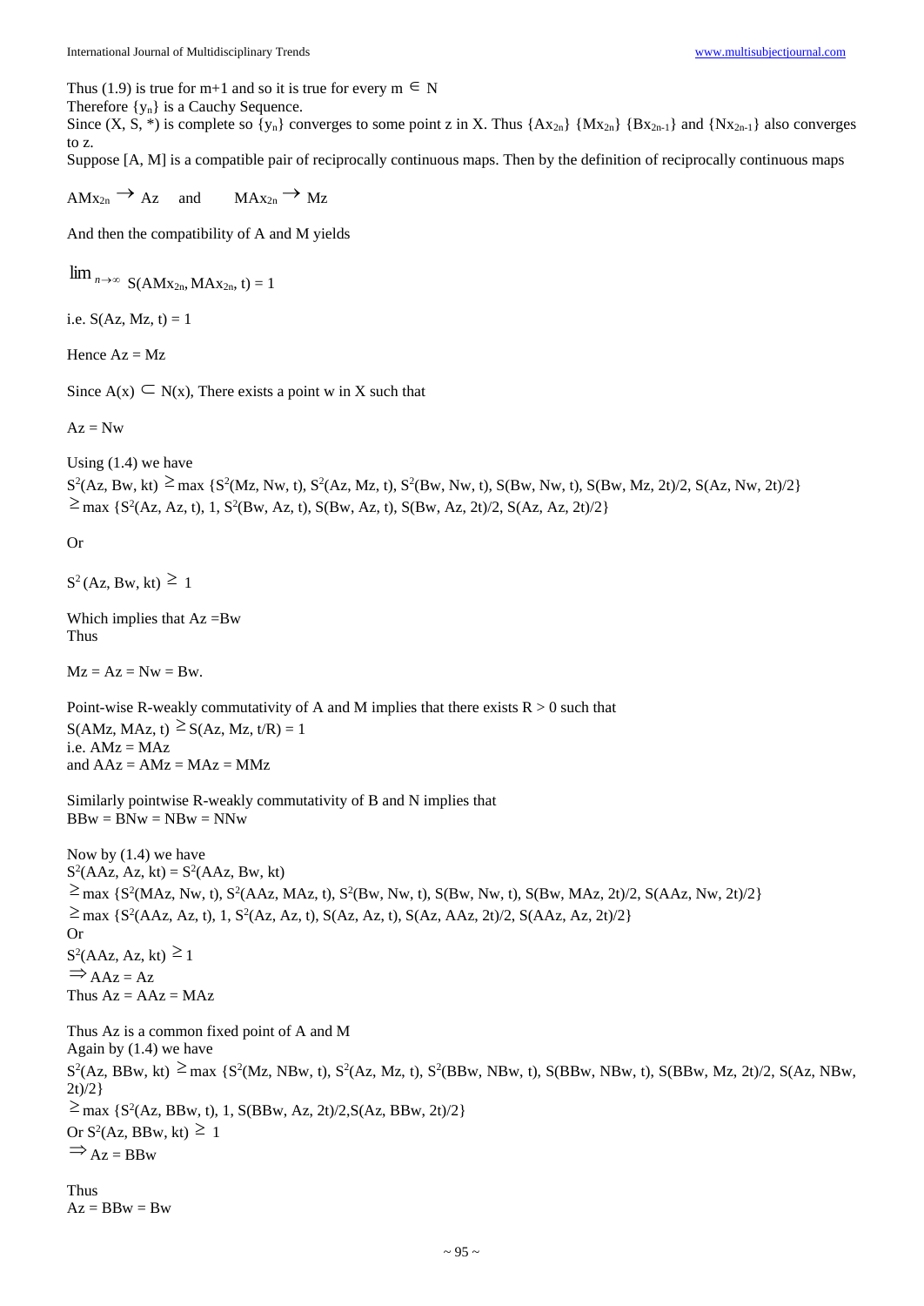Thus (1.9) is true for m+1 and so it is true for every $m \in N$

Therefore $\{y_n\}$ is a Cauchy Sequence.

Since (X, S, *) is complete so $\{y_n\}$ converges to some point z in X. Thus $\{Ax_{2n}\}$ $\{Mx_{2n}\}$ $\{Bx_{2n-1}\}$ and $\{Nx_{2n-1}\}$ also converges to z.

Suppose [A, M] is a compatible pair of reciprocally continuous maps. Then by the definition of reciprocally continuous maps

$$AMx_{2n} \rightarrow Az \quad \text{and} \quad MAx_{2n} \rightarrow Mz$$

And then the compatibility of A and M yields

$$\lim_{n\to\infty} S(AMx_{2n}, MAx_{2n}, t) = 1$$

i.e. $S(Az, Mz, t) = 1$

Hence $Az = Mz$

Since $A(x) \subset N(x)$, There exists a point w in X such that

$Az = Nw$

Using (1.4) we have

$S^2(Az, Bw, kt) \geq \max \{S^2(Mz, Nw, t), S^2(Az, Mz, t), S^2(Bw, Nw, t), S(Bw, Nw, t), S(Bw, Mz, 2t)/2, S(Az, Nw, 2t)/2\}$

$\geq \max \{S^2(Az, Az, t), 1, S^2(Bw, Az, t), S(Bw, Az, t), S(Bw, Az, 2t)/2, S(Az, Az, 2t)/2\}$

Or

$S^2(Az, Bw, kt) \geq 1$

Which implies that $Az = Bw$

Thus

$Mz = Az = Nw = Bw.$

Point-wise R-weakly commutativity of A and M implies that there exists $R > 0$ such that

$S(AMz, MAz, t) \geq S(Az, Mz, t/R) = 1$

i.e. $AMz = MAz$

and $AAz = AMz = MAz = MMz$

Similarly pointwise R-weakly commutativity of B and N implies that

$BBw = BNw = NBw = NNw$

Now by (1.4) we have

$S^2(AAz, Az, kt) = S^2(AAz, Bw, kt)$

$\geq \max \{S^2(MAz, Nw, t), S^2(AAz, MAz, t), S^2(Bw, Nw, t), S(Bw, Nw, t), S(Bw, MAz, 2t)/2, S(AAz, Nw, 2t)/2\}$

$\geq \max \{S^2(AAz, Az, t), 1, S^2(Az, Az, t), S(Az, Az, t), S(Az, AAz, 2t)/2, S(AAz, Az, 2t)/2\}$

Or

$S^2(AAz, Az, kt) \geq 1$

$\Rightarrow AAz = Az$

Thus $Az = AAz = MAz$

Thus Az is a common fixed point of A and M

Again by (1.4) we have

$S^2(Az, BBw, kt) \geq \max \{S^2(Mz, NBw, t), S^2(Az, Mz, t), S^2(BBw, NBw, t), S(BBw, NBw, t), S(BBw, Mz, 2t)/2, S(Az, NBw, 2t)/2\}$

$\geq \max \{S^2(Az, BBw, t), 1, S(BBw, Az, 2t)/2, S(Az, BBw, 2t)/2\}$

Or $S^2(Az, BBw, kt) \geq 1$

$\Rightarrow Az = BBw$

Thus

$Az = BBw = Bw$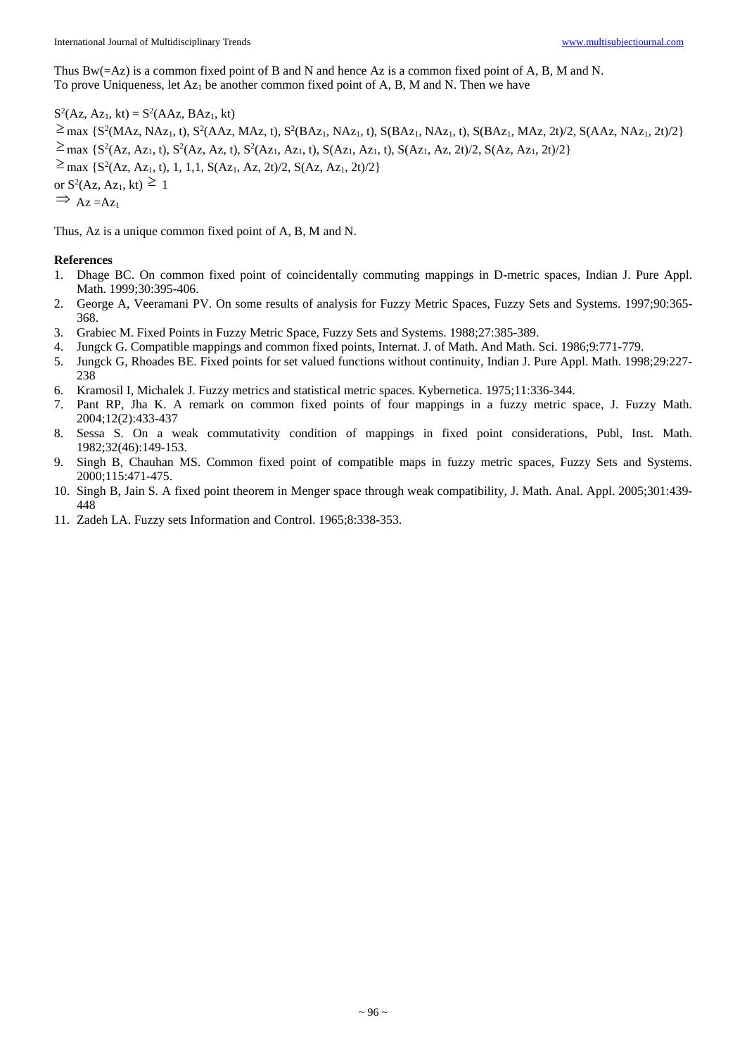Thus $Bw(=Az)$ is a common fixed point of $B$ and $N$ and hence $Az$ is a common fixed point of $A$, $B$, $M$ and $N$.
To prove Uniqueness, let $Az_1$ be another common fixed point of $A$, $B$, $M$ and $N$. Then we have

$$S^2(Az, Az_1, kt) = S^2(AAz, BAz_1, kt)$$

$$\geq \max\{S^2(MAz, NAz_1, t), S^2(AAz, MAz, t), S^2(BAz_1, NAz_1, t), S(BAz_1, NAz_1, t), S(BAz_1, MAz, 2t)/2, S(AAz, NAz_1, 2t)/2\}$$

$$\geq \max\{S^2(Az, Az_1, t), S^2(Az, Az, t), S^2(Az_1, Az_1, t), S(Az_1, Az_1, t), S(Az_1, Az, 2t)/2, S(Az, Az_1, 2t)/2\}$$

$$\geq \max\{S^2(Az, Az_1, t), 1, 1, 1, S(Az_1, Az, 2t)/2, S(Az, Az_1, 2t)/2\}$$

or $S^2(Az, Az_1, kt) \geq 1$

$\Rightarrow Az = Az_1$

Thus, $Az$ is a unique common fixed point of $A$, $B$, $M$ and $N$.

**References**

1. Dhage BC. On common fixed point of coincidentally commuting mappings in D-metric spaces, Indian J. Pure Appl. Math. 1999;30:395-406.
2. George A, Veeramani PV. On some results of analysis for Fuzzy Metric Spaces, Fuzzy Sets and Systems. 1997;90:365-368.
3. Grabiec M. Fixed Points in Fuzzy Metric Space, Fuzzy Sets and Systems. 1988;27:385-389.
4. Jungck G. Compatible mappings and common fixed points, Internat. J. of Math. And Math. Sci. 1986;9:771-779.
5. Jungck G, Rhoades BE. Fixed points for set valued functions without continuity, Indian J. Pure Appl. Math. 1998;29:227-238
6. Kramosil I, Michalek J. Fuzzy metrics and statistical metric spaces. Kybernetica. 1975;11:336-344.
7. Pant RP, Jha K. A remark on common fixed points of four mappings in a fuzzy metric space, J. Fuzzy Math. 2004;12(2):433-437
8. Sessa S. On a weak commutativity condition of mappings in fixed point considerations, Publ, Inst. Math. 1982;32(46):149-153.
9. Singh B, Chauhan MS. Common fixed point of compatible maps in fuzzy metric spaces, Fuzzy Sets and Systems. 2000;115:471-475.
10. Singh B, Jain S. A fixed point theorem in Menger space through weak compatibility, J. Math. Anal. Appl. 2005;301:439-448
11. Zadeh LA. Fuzzy sets Information and Control. 1965;8:338-353.